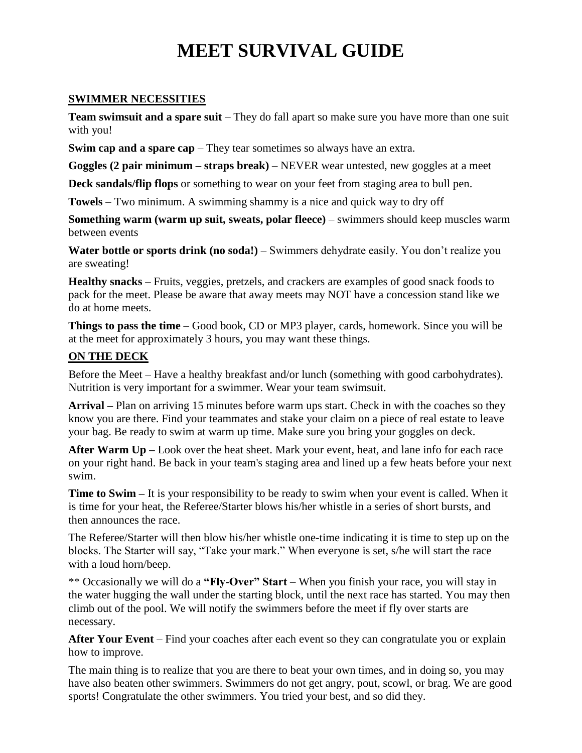# MEET SURVIVAL GUIDE

## SWIMMER NECESSITIES

**Team swimsuit and a spare suit** – They do fall apart so make sure you have more than one suit with you!

**Swim cap and a spare cap** – They tear sometimes so always have an extra.

**Goggles (2 pair minimum – straps break)** – NEVER wear untested, new goggles at a meet

**Deck sandals/flip flops** or something to wear on your feet from staging area to bull pen.

**Towels** – Two minimum. A swimming shammy is a nice and quick way to dry off

**Something warm (warm up suit, sweats, polar fleece)** – swimmers should keep muscles warm between events

**Water bottle or sports drink (no soda!)** – Swimmers dehydrate easily. You don't realize you are sweating!

**Healthy snacks** – Fruits, veggies, pretzels, and crackers are examples of good snack foods to pack for the meet. Please be aware that away meets may NOT have a concession stand like we do at home meets.

**Things to pass the time** – Good book, CD or MP3 player, cards, homework. Since you will be at the meet for approximately 3 hours, you may want these things.

## ON THE DECK

Before the Meet – Have a healthy breakfast and/or lunch (something with good carbohydrates). Nutrition is very important for a swimmer. Wear your team swimsuit.

**Arrival –** Plan on arriving 15 minutes before warm ups start. Check in with the coaches so they know you are there. Find your teammates and stake your claim on a piece of real estate to leave your bag. Be ready to swim at warm up time. Make sure you bring your goggles on deck.

**After Warm Up –** Look over the heat sheet. Mark your event, heat, and lane info for each race on your right hand. Be back in your team's staging area and lined up a few heats before your next swim.

**Time to Swim –** It is your responsibility to be ready to swim when your event is called. When it is time for your heat, the Referee/Starter blows his/her whistle in a series of short bursts, and then announces the race.

The Referee/Starter will then blow his/her whistle one-time indicating it is time to step up on the blocks. The Starter will say, "Take your mark." When everyone is set, s/he will start the race with a loud horn/beep.

** Occasionally we will do a **"Fly-Over" Start** – When you finish your race, you will stay in the water hugging the wall under the starting block, until the next race has started. You may then climb out of the pool. We will notify the swimmers before the meet if fly over starts are necessary.

**After Your Event** – Find your coaches after each event so they can congratulate you or explain how to improve.

The main thing is to realize that you are there to beat your own times, and in doing so, you may have also beaten other swimmers. Swimmers do not get angry, pout, scowl, or brag. We are good sports! Congratulate the other swimmers. You tried your best, and so did they.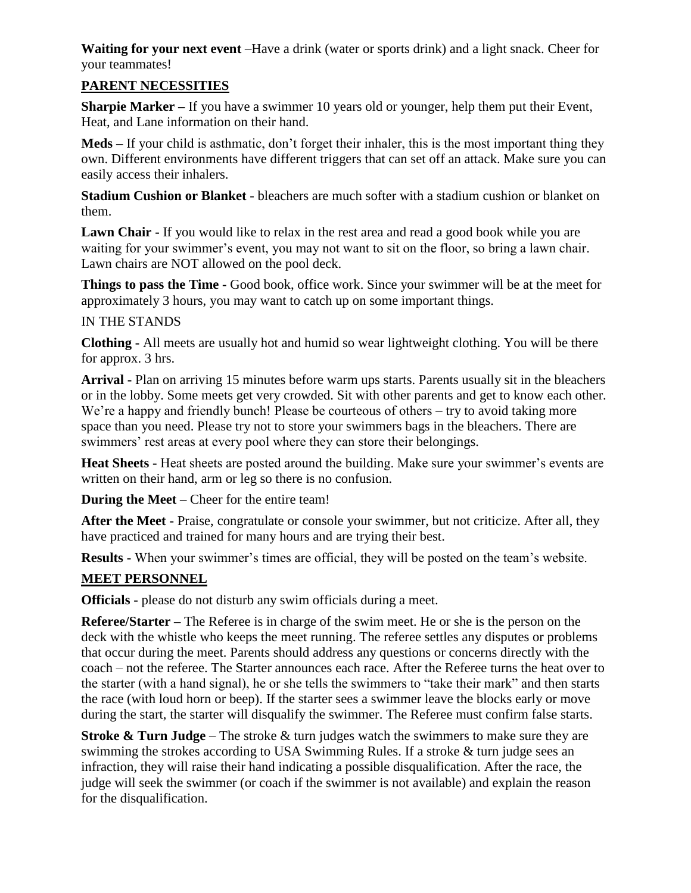**Waiting for your next event** –Have a drink (water or sports drink) and a light snack. Cheer for your teammates!

## PARENT NECESSITIES

**Sharpie Marker –** If you have a swimmer 10 years old or younger, help them put their Event, Heat, and Lane information on their hand.

**Meds –** If your child is asthmatic, don't forget their inhaler, this is the most important thing they own. Different environments have different triggers that can set off an attack. Make sure you can easily access their inhalers.

**Stadium Cushion or Blanket** - bleachers are much softer with a stadium cushion or blanket on them.

**Lawn Chair -** If you would like to relax in the rest area and read a good book while you are waiting for your swimmer's event, you may not want to sit on the floor, so bring a lawn chair. Lawn chairs are NOT allowed on the pool deck.

**Things to pass the Time -** Good book, office work. Since your swimmer will be at the meet for approximately 3 hours, you may want to catch up on some important things.

IN THE STANDS

**Clothing -** All meets are usually hot and humid so wear lightweight clothing. You will be there for approx. 3 hrs.

**Arrival -** Plan on arriving 15 minutes before warm ups starts. Parents usually sit in the bleachers or in the lobby. Some meets get very crowded. Sit with other parents and get to know each other. We're a happy and friendly bunch! Please be courteous of others – try to avoid taking more space than you need. Please try not to store your swimmers bags in the bleachers. There are swimmers' rest areas at every pool where they can store their belongings.

**Heat Sheets -** Heat sheets are posted around the building. Make sure your swimmer's events are written on their hand, arm or leg so there is no confusion.

**During the Meet** – Cheer for the entire team!

**After the Meet -** Praise, congratulate or console your swimmer, but not criticize. After all, they have practiced and trained for many hours and are trying their best.

**Results -** When your swimmer's times are official, they will be posted on the team's website.

## MEET PERSONNEL

**Officials -** please do not disturb any swim officials during a meet.

**Referee/Starter –** The Referee is in charge of the swim meet. He or she is the person on the deck with the whistle who keeps the meet running. The referee settles any disputes or problems that occur during the meet. Parents should address any questions or concerns directly with the coach – not the referee. The Starter announces each race. After the Referee turns the heat over to the starter (with a hand signal), he or she tells the swimmers to "take their mark" and then starts the race (with loud horn or beep). If the starter sees a swimmer leave the blocks early or move during the start, the starter will disqualify the swimmer. The Referee must confirm false starts.

**Stroke & Turn Judge** – The stroke & turn judges watch the swimmers to make sure they are swimming the strokes according to USA Swimming Rules. If a stroke & turn judge sees an infraction, they will raise their hand indicating a possible disqualification. After the race, the judge will seek the swimmer (or coach if the swimmer is not available) and explain the reason for the disqualification.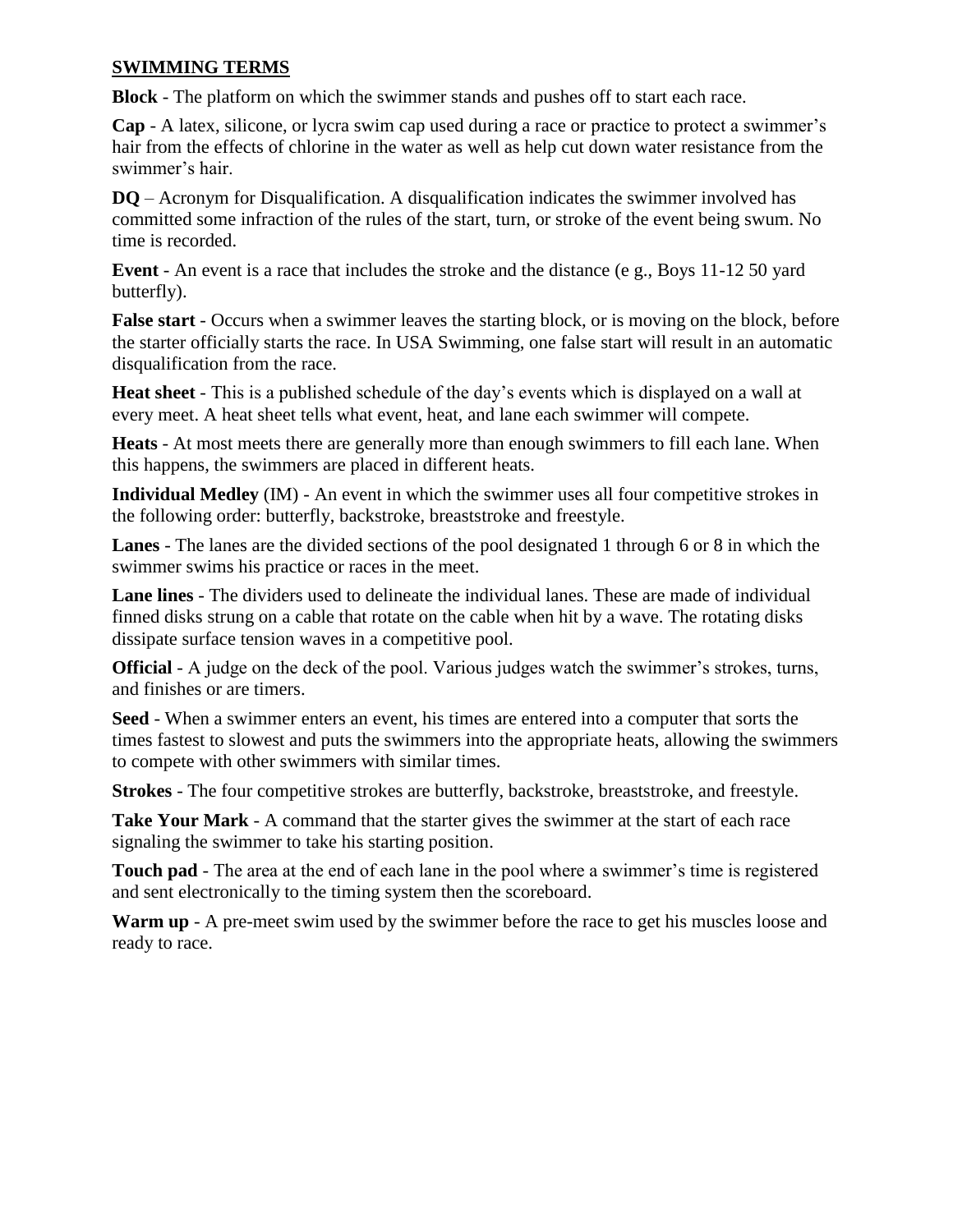## SWIMMING TERMS

**Block** - The platform on which the swimmer stands and pushes off to start each race.

**Cap** - A latex, silicone, or lycra swim cap used during a race or practice to protect a swimmer's hair from the effects of chlorine in the water as well as help cut down water resistance from the swimmer's hair.

**DQ** – Acronym for Disqualification. A disqualification indicates the swimmer involved has committed some infraction of the rules of the start, turn, or stroke of the event being swum. No time is recorded.

**Event** - An event is a race that includes the stroke and the distance (e g., Boys 11-12 50 yard butterfly).

**False start** - Occurs when a swimmer leaves the starting block, or is moving on the block, before the starter officially starts the race. In USA Swimming, one false start will result in an automatic disqualification from the race.

**Heat sheet** - This is a published schedule of the day's events which is displayed on a wall at every meet. A heat sheet tells what event, heat, and lane each swimmer will compete.

**Heats** - At most meets there are generally more than enough swimmers to fill each lane. When this happens, the swimmers are placed in different heats.

**Individual Medley** (IM) - An event in which the swimmer uses all four competitive strokes in the following order: butterfly, backstroke, breaststroke and freestyle.

**Lanes** - The lanes are the divided sections of the pool designated 1 through 6 or 8 in which the swimmer swims his practice or races in the meet.

**Lane lines** - The dividers used to delineate the individual lanes. These are made of individual finned disks strung on a cable that rotate on the cable when hit by a wave. The rotating disks dissipate surface tension waves in a competitive pool.

**Official** - A judge on the deck of the pool. Various judges watch the swimmer's strokes, turns, and finishes or are timers.

**Seed** - When a swimmer enters an event, his times are entered into a computer that sorts the times fastest to slowest and puts the swimmers into the appropriate heats, allowing the swimmers to compete with other swimmers with similar times.

**Strokes** - The four competitive strokes are butterfly, backstroke, breaststroke, and freestyle.

**Take Your Mark** - A command that the starter gives the swimmer at the start of each race signaling the swimmer to take his starting position.

**Touch pad** - The area at the end of each lane in the pool where a swimmer's time is registered and sent electronically to the timing system then the scoreboard.

**Warm up** - A pre-meet swim used by the swimmer before the race to get his muscles loose and ready to race.